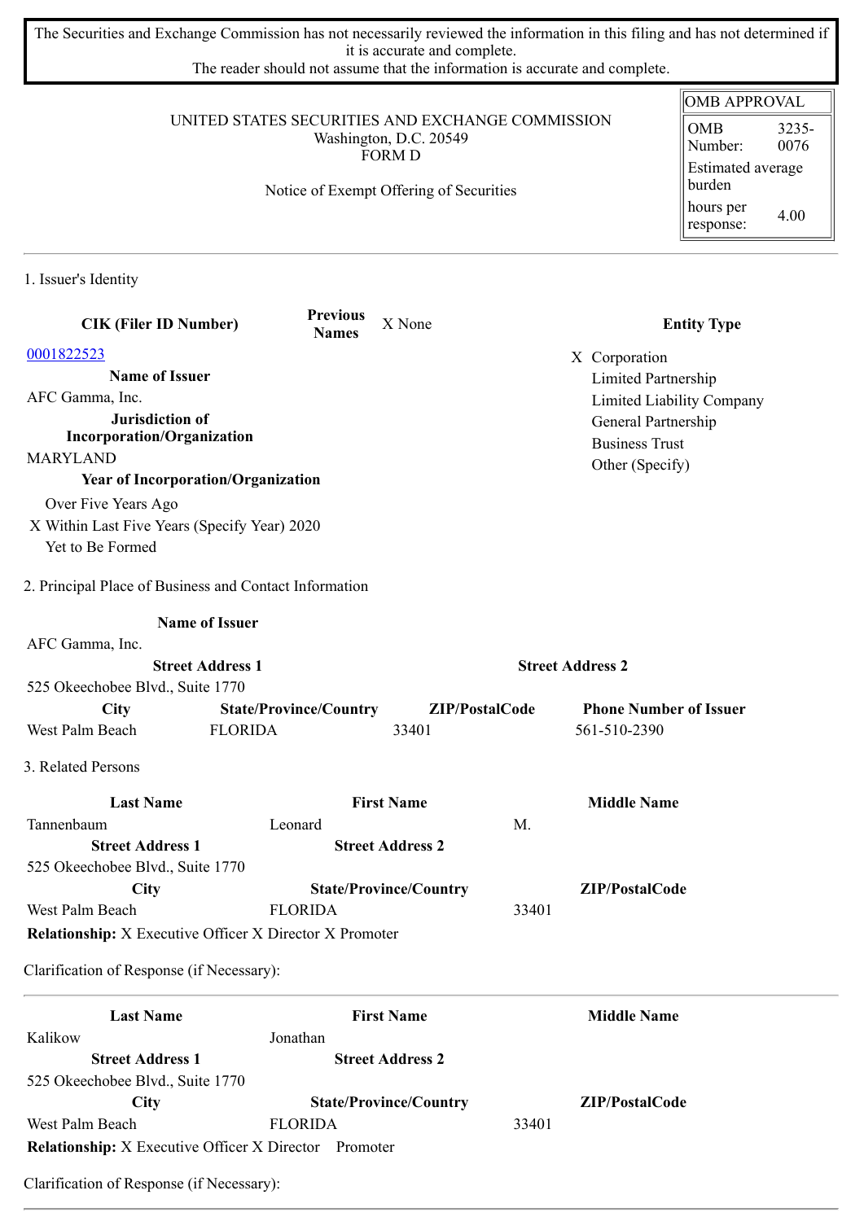The Securities and Exchange Commission has not necessarily reviewed the information in this filing and has not determined if it is accurate and complete.
The reader should not assume that the information is accurate and complete.

| OMB APPROVAL | |
|---|---|
| OMB Number: | 3235-0076 |
| Estimated average burden | |
| hours per response: | 4.00 |

UNITED STATES SECURITIES AND EXCHANGE COMMISSION
Washington, D.C. 20549
FORM D

Notice of Exempt Offering of Securities

## 1. Issuer's Identity

**CIK (Filer ID Number)**
0001822523

**Previous Names** X None

**Entity Type**
- X Corporation
- Limited Partnership
- Limited Liability Company
- General Partnership
- Business Trust
- Other (Specify)

**Name of Issuer**
AFC Gamma, Inc.

**Jurisdiction of Incorporation/Organization**
MARYLAND

**Year of Incorporation/Organization**
- Over Five Years Ago
- X Within Last Five Years (Specify Year) 2020
- Yet to Be Formed

## 2. Principal Place of Business and Contact Information

**Name of Issuer**
AFC Gamma, Inc.

| Street Address 1 | Street Address 2 |
|---|---|
| 525 Okeechobee Blvd., Suite 1770 | |

| City | State/Province/Country | ZIP/PostalCode | Phone Number of Issuer |
|---|---|---|---|
| West Palm Beach | FLORIDA | 33401 | 561-510-2390 |

## 3. Related Persons

| Last Name | First Name | Middle Name |
|---|---|---|
| Tannenbaum | Leonard | M. |

| Street Address 1 | Street Address 2 |
|---|---|
| 525 Okeechobee Blvd., Suite 1770 | |

| City | State/Province/Country | ZIP/PostalCode |
|---|---|---|
| West Palm Beach | FLORIDA | 33401 |

**Relationship:** X Executive Officer X Director X Promoter

Clarification of Response (if Necessary):

---

| Last Name | First Name | Middle Name |
|---|---|---|
| Kalikow | Jonathan | |

| Street Address 1 | Street Address 2 |
|---|---|
| 525 Okeechobee Blvd., Suite 1770 | |

| City | State/Province/Country | ZIP/PostalCode |
|---|---|---|
| West Palm Beach | FLORIDA | 33401 |

**Relationship:** X Executive Officer X Director Promoter

Clarification of Response (if Necessary):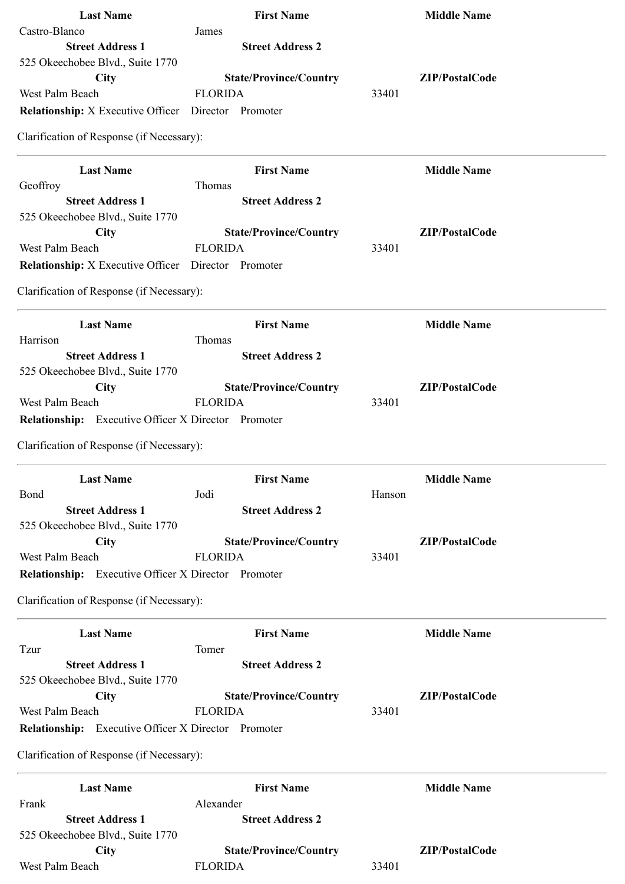| Last Name | First Name | Middle Name |
|---|---|---|
| Castro-Blanco | James | |

| Street Address 1 | Street Address 2 |
|---|---|
| 525 Okeechobee Blvd., Suite 1770 | |

| City | State/Province/Country | ZIP/PostalCode |
|---|---|---|
| West Palm Beach | FLORIDA | 33401 |

**Relationship:** X Executive Officer Director Promoter

Clarification of Response (if Necessary):

---

| Last Name | First Name | Middle Name |
|---|---|---|
| Geoffroy | Thomas | |

| Street Address 1 | Street Address 2 |
|---|---|
| 525 Okeechobee Blvd., Suite 1770 | |

| City | State/Province/Country | ZIP/PostalCode |
|---|---|---|
| West Palm Beach | FLORIDA | 33401 |

**Relationship:** X Executive Officer Director Promoter

Clarification of Response (if Necessary):

---

| Last Name | First Name | Middle Name |
|---|---|---|
| Harrison | Thomas | |

| Street Address 1 | Street Address 2 |
|---|---|
| 525 Okeechobee Blvd., Suite 1770 | |

| City | State/Province/Country | ZIP/PostalCode |
|---|---|---|
| West Palm Beach | FLORIDA | 33401 |

**Relationship:** Executive Officer X Director Promoter

Clarification of Response (if Necessary):

---

| Last Name | First Name | Middle Name |
|---|---|---|
| Bond | Jodi | Hanson |

| Street Address 1 | Street Address 2 |
|---|---|
| 525 Okeechobee Blvd., Suite 1770 | |

| City | State/Province/Country | ZIP/PostalCode |
|---|---|---|
| West Palm Beach | FLORIDA | 33401 |

**Relationship:** Executive Officer X Director Promoter

Clarification of Response (if Necessary):

---

| Last Name | First Name | Middle Name |
|---|---|---|
| Tzur | Tomer | |

| Street Address 1 | Street Address 2 |
|---|---|
| 525 Okeechobee Blvd., Suite 1770 | |

| City | State/Province/Country | ZIP/PostalCode |
|---|---|---|
| West Palm Beach | FLORIDA | 33401 |

**Relationship:** Executive Officer X Director Promoter

Clarification of Response (if Necessary):

---

| Last Name | First Name | Middle Name |
|---|---|---|
| Frank | Alexander | |

| Street Address 1 | Street Address 2 |
|---|---|
| 525 Okeechobee Blvd., Suite 1770 | |

| City | State/Province/Country | ZIP/PostalCode |
|---|---|---|
| West Palm Beach | FLORIDA | 33401 |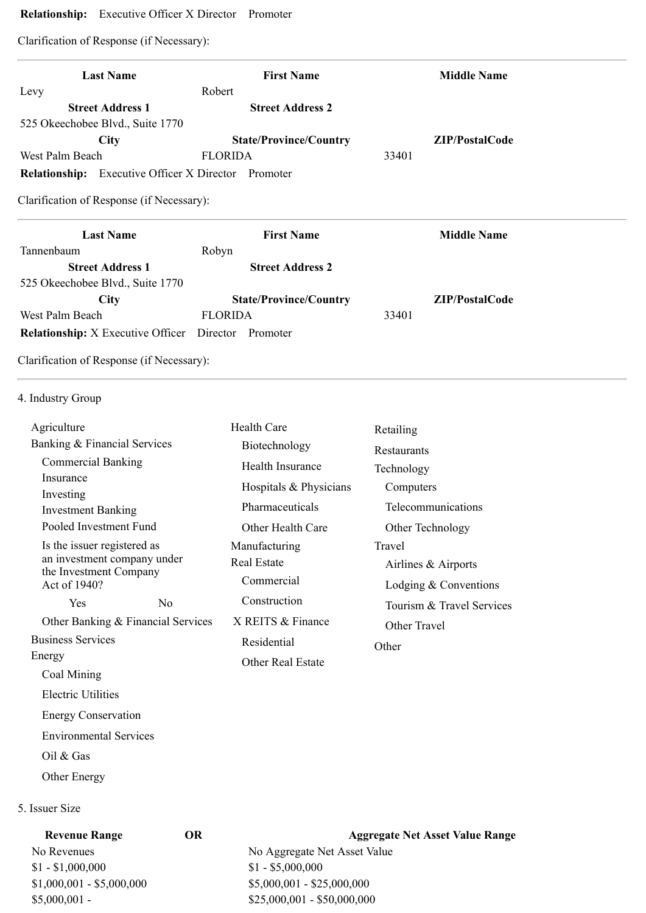**Relationship:** Executive Officer X Director Promoter

Clarification of Response (if Necessary):

---

| Last Name | First Name | Middle Name |
|---|---|---|
| Levy | Robert | |
| **Street Address 1** | **Street Address 2** | |
| 525 Okeechobee Blvd., Suite 1770 | | |
| **City** | **State/Province/Country** | **ZIP/PostalCode** |
| West Palm Beach | FLORIDA | 33401 |

**Relationship:** Executive Officer X Director Promoter

Clarification of Response (if Necessary):

---

| Last Name | First Name | Middle Name |
|---|---|---|
| Tannenbaum | Robyn | |
| **Street Address 1** | **Street Address 2** | |
| 525 Okeechobee Blvd., Suite 1770 | | |
| **City** | **State/Province/Country** | **ZIP/PostalCode** |
| West Palm Beach | FLORIDA | 33401 |

**Relationship:** X Executive Officer Director Promoter

Clarification of Response (if Necessary):

---

4. Industry Group

- Agriculture
- Banking & Financial Services
  - Commercial Banking
  - Insurance
  - Investing
  - Investment Banking
  - Pooled Investment Fund
  - Is the issuer registered as an investment company under the Investment Company Act of 1940?
    - Yes No
  - Other Banking & Financial Services
- Business Services
- Energy
  - Coal Mining
  - Electric Utilities
  - Energy Conservation
  - Environmental Services
  - Oil & Gas
  - Other Energy
- Health Care
  - Biotechnology
  - Health Insurance
  - Hospitals & Physicians
  - Pharmaceuticals
  - Other Health Care
- Manufacturing
- Real Estate
  - Commercial
  - Construction
  - X REITS & Finance
  - Residential
  - Other Real Estate
- Retailing
- Restaurants
- Technology
  - Computers
  - Telecommunications
  - Other Technology
- Travel
  - Airlines & Airports
  - Lodging & Conventions
  - Tourism & Travel Services
  - Other Travel
- Other

5. Issuer Size

| Revenue Range | OR | Aggregate Net Asset Value Range |
|---|---|---|
| No Revenues | | No Aggregate Net Asset Value |
| $1 - $1,000,000 | | $1 - $5,000,000 |
| $1,000,001 - $5,000,000 | | $5,000,001 - $25,000,000 |
| $5,000,001 - | | $25,000,001 - $50,000,000 |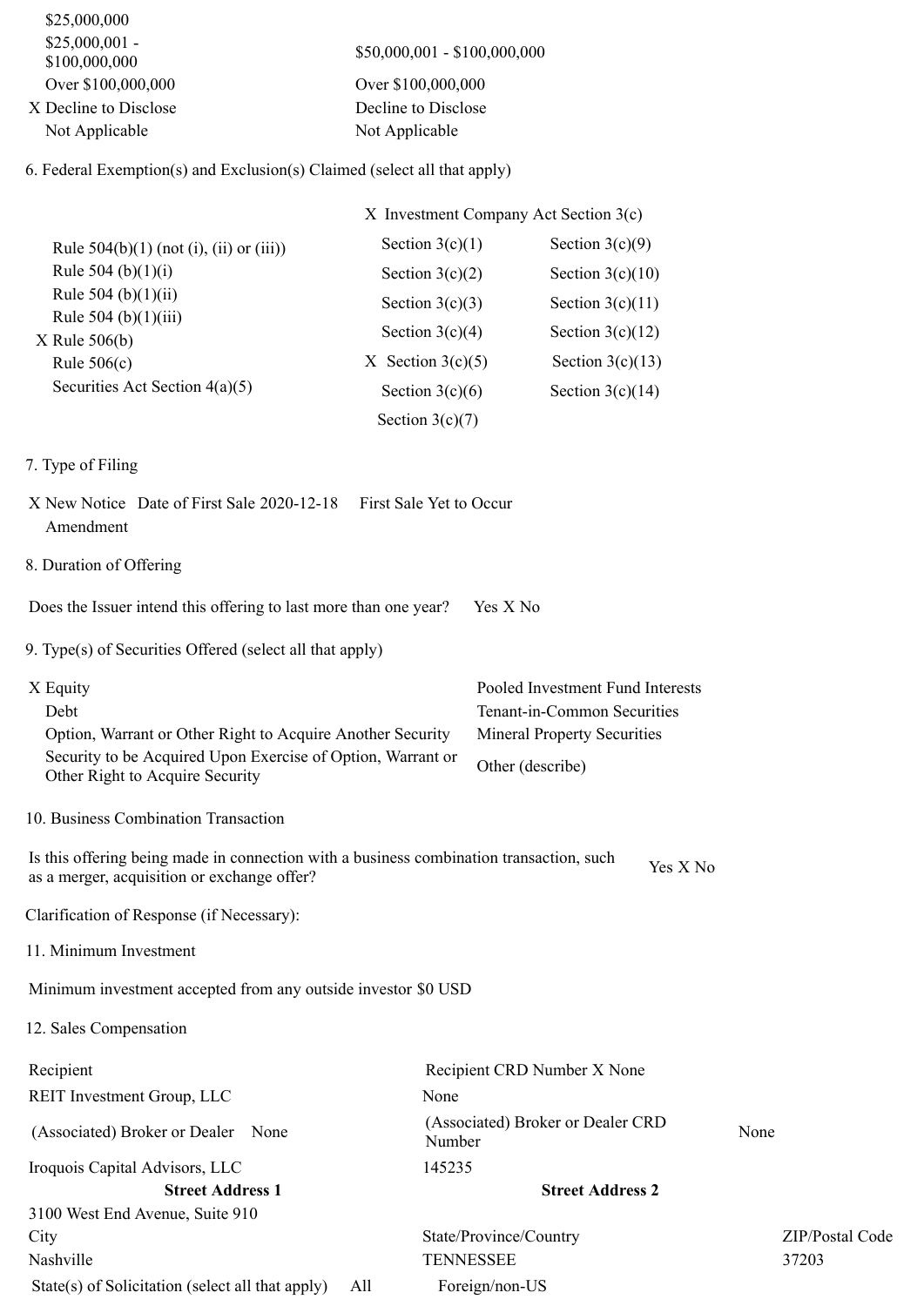| | |
|---|---|
| $25,000,000 | |
| $25,000,001 - $100,000,000 | $50,000,001 - $100,000,000 |
| Over $100,000,000 | Over $100,000,000 |
| X Decline to Disclose | Decline to Disclose |
| Not Applicable | Not Applicable |

6. Federal Exemption(s) and Exclusion(s) Claimed (select all that apply)

| | X Investment Company Act Section 3(c) | |
|---|---|---|
| Rule 504(b)(1) (not (i), (ii) or (iii)) | Section 3(c)(1) | Section 3(c)(9) |
| Rule 504 (b)(1)(i) | Section 3(c)(2) | Section 3(c)(10) |
| Rule 504 (b)(1)(ii) | Section 3(c)(3) | Section 3(c)(11) |
| Rule 504 (b)(1)(iii) | Section 3(c)(4) | Section 3(c)(12) |
| X Rule 506(b) | X Section 3(c)(5) | Section 3(c)(13) |
| Rule 506(c) | Section 3(c)(6) | Section 3(c)(14) |
| Securities Act Section 4(a)(5) | Section 3(c)(7) | |

7. Type of Filing

X New Notice Date of First Sale 2020-12-18 First Sale Yet to Occur
Amendment

8. Duration of Offering

Does the Issuer intend this offering to last more than one year? Yes X No

9. Type(s) of Securities Offered (select all that apply)

| | |
|---|---|
| X Equity | Pooled Investment Fund Interests |
| Debt | Tenant-in-Common Securities |
| Option, Warrant or Other Right to Acquire Another Security | Mineral Property Securities |
| Security to be Acquired Upon Exercise of Option, Warrant or Other Right to Acquire Security | Other (describe) |

10. Business Combination Transaction

Is this offering being made in connection with a business combination transaction, such as a merger, acquisition or exchange offer? Yes X No

Clarification of Response (if Necessary):

11. Minimum Investment

Minimum investment accepted from any outside investor $0 USD

12. Sales Compensation

| Recipient | Recipient CRD Number X None | |
|---|---|---|
| REIT Investment Group, LLC | None | |
| (Associated) Broker or Dealer None | (Associated) Broker or Dealer CRD Number | None |
| Iroquois Capital Advisors, LLC | 145235 | |
| **Street Address 1** | **Street Address 2** | |
| 3100 West End Avenue, Suite 910 | | |
| City | State/Province/Country | ZIP/Postal Code |
| Nashville | TENNESSEE | 37203 |

State(s) of Solicitation (select all that apply) All Foreign/non-US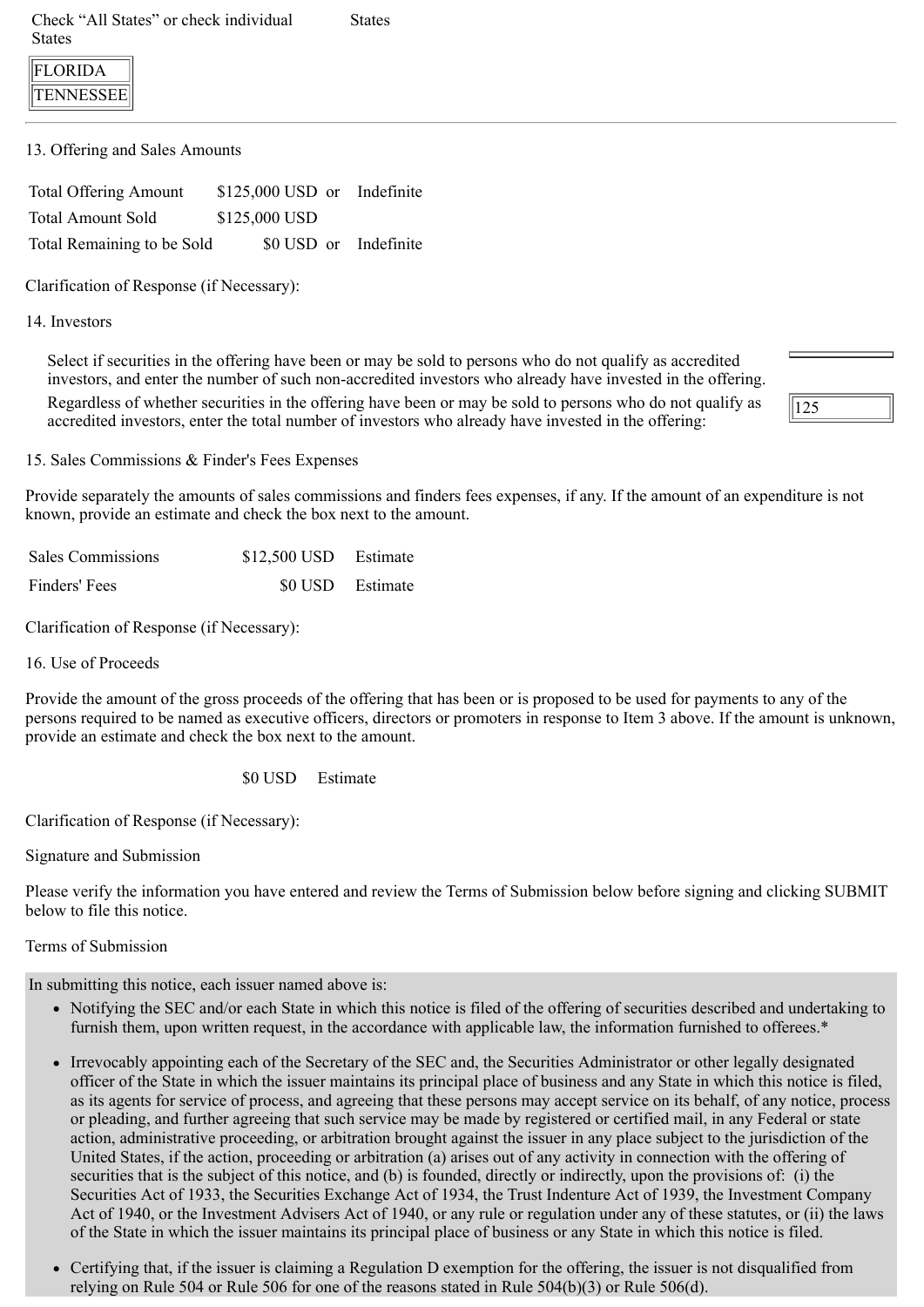Check "All States" or check individual States | States

| |
|---|
| FLORIDA |
| TENNESSEE |

---

13. Offering and Sales Amounts

| | | |
|---|---|---|
| Total Offering Amount | $125,000 USD or | Indefinite |
| Total Amount Sold | $125,000 USD | |
| Total Remaining to be Sold | $0 USD or | Indefinite |

Clarification of Response (if Necessary):

14. Investors

| | |
|---|---|
| Select if securities in the offering have been or may be sold to persons who do not qualify as accredited investors, and enter the number of such non-accredited investors who already have invested in the offering. | |
| Regardless of whether securities in the offering have been or may be sold to persons who do not qualify as accredited investors, enter the total number of investors who already have invested in the offering: | 125 |

15. Sales Commissions & Finder's Fees Expenses

Provide separately the amounts of sales commissions and finders fees expenses, if any. If the amount of an expenditure is not known, provide an estimate and check the box next to the amount.

| | | |
|---|---|---|
| Sales Commissions | $12,500 USD | Estimate |
| Finders' Fees | $0 USD | Estimate |

Clarification of Response (if Necessary):

16. Use of Proceeds

Provide the amount of the gross proceeds of the offering that has been or is proposed to be used for payments to any of the persons required to be named as executive officers, directors or promoters in response to Item 3 above. If the amount is unknown, provide an estimate and check the box next to the amount.

$0 USD Estimate

Clarification of Response (if Necessary):

Signature and Submission

Please verify the information you have entered and review the Terms of Submission below before signing and clicking SUBMIT below to file this notice.

Terms of Submission

In submitting this notice, each issuer named above is:

- Notifying the SEC and/or each State in which this notice is filed of the offering of securities described and undertaking to furnish them, upon written request, in the accordance with applicable law, the information furnished to offerees.*
- Irrevocably appointing each of the Secretary of the SEC and, the Securities Administrator or other legally designated officer of the State in which the issuer maintains its principal place of business and any State in which this notice is filed, as its agents for service of process, and agreeing that these persons may accept service on its behalf, of any notice, process or pleading, and further agreeing that such service may be made by registered or certified mail, in any Federal or state action, administrative proceeding, or arbitration brought against the issuer in any place subject to the jurisdiction of the United States, if the action, proceeding or arbitration (a) arises out of any activity in connection with the offering of securities that is the subject of this notice, and (b) is founded, directly or indirectly, upon the provisions of: (i) the Securities Act of 1933, the Securities Exchange Act of 1934, the Trust Indenture Act of 1939, the Investment Company Act of 1940, or the Investment Advisers Act of 1940, or any rule or regulation under any of these statutes, or (ii) the laws of the State in which the issuer maintains its principal place of business or any State in which this notice is filed.
- Certifying that, if the issuer is claiming a Regulation D exemption for the offering, the issuer is not disqualified from relying on Rule 504 or Rule 506 for one of the reasons stated in Rule 504(b)(3) or Rule 506(d).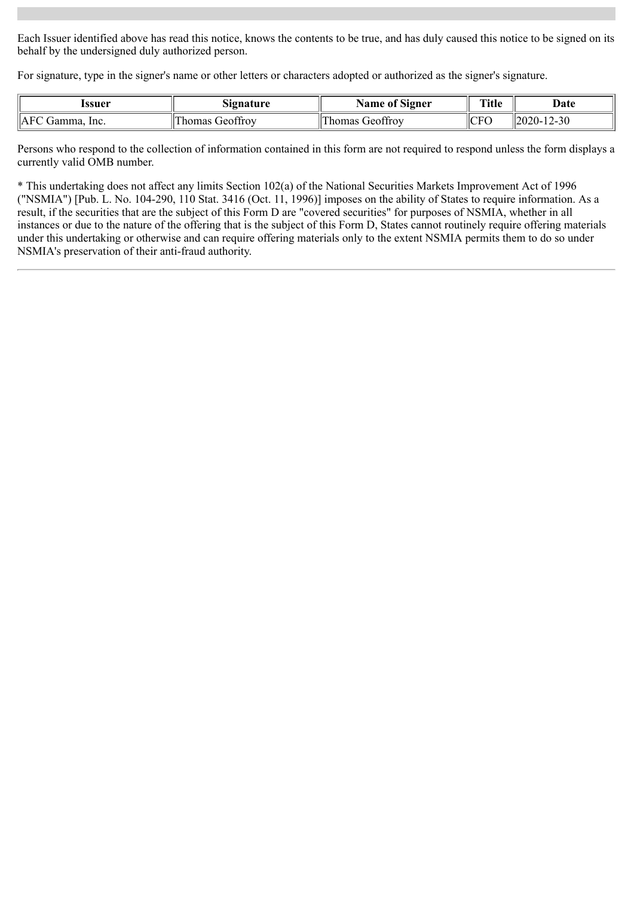Each Issuer identified above has read this notice, knows the contents to be true, and has duly caused this notice to be signed on its behalf by the undersigned duly authorized person.

For signature, type in the signer's name or other letters or characters adopted or authorized as the signer's signature.

| Issuer | Signature | Name of Signer | Title | Date |
|---|---|---|---|---|
| AFC Gamma, Inc. | Thomas Geoffroy | Thomas Geoffroy | CFO | 2020-12-30 |

Persons who respond to the collection of information contained in this form are not required to respond unless the form displays a currently valid OMB number.

* This undertaking does not affect any limits Section 102(a) of the National Securities Markets Improvement Act of 1996 ("NSMIA") [Pub. L. No. 104-290, 110 Stat. 3416 (Oct. 11, 1996)] imposes on the ability of States to require information. As a result, if the securities that are the subject of this Form D are "covered securities" for purposes of NSMIA, whether in all instances or due to the nature of the offering that is the subject of this Form D, States cannot routinely require offering materials under this undertaking or otherwise and can require offering materials only to the extent NSMIA permits them to do so under NSMIA's preservation of their anti-fraud authority.